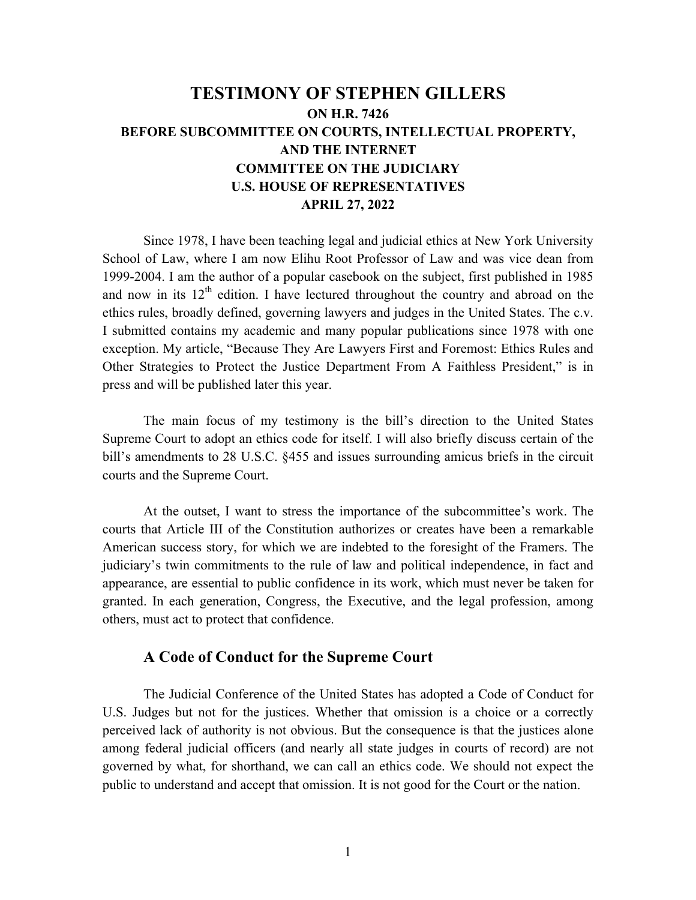# TESTIMONY OF STEPHEN GILLERS

## ON H.R. 7426
## BEFORE SUBCOMMITTEE ON COURTS, INTELLECTUAL PROPERTY, AND THE INTERNET
## COMMITTEE ON THE JUDICIARY
## U.S. HOUSE OF REPRESENTATIVES
## APRIL 27, 2022

Since 1978, I have been teaching legal and judicial ethics at New York University School of Law, where I am now Elihu Root Professor of Law and was vice dean from 1999-2004. I am the author of a popular casebook on the subject, first published in 1985 and now in its 12th edition. I have lectured throughout the country and abroad on the ethics rules, broadly defined, governing lawyers and judges in the United States. The c.v. I submitted contains my academic and many popular publications since 1978 with one exception. My article, "Because They Are Lawyers First and Foremost: Ethics Rules and Other Strategies to Protect the Justice Department From A Faithless President," is in press and will be published later this year.

The main focus of my testimony is the bill's direction to the United States Supreme Court to adopt an ethics code for itself. I will also briefly discuss certain of the bill's amendments to 28 U.S.C. §455 and issues surrounding amicus briefs in the circuit courts and the Supreme Court.

At the outset, I want to stress the importance of the subcommittee's work. The courts that Article III of the Constitution authorizes or creates have been a remarkable American success story, for which we are indebted to the foresight of the Framers. The judiciary's twin commitments to the rule of law and political independence, in fact and appearance, are essential to public confidence in its work, which must never be taken for granted. In each generation, Congress, the Executive, and the legal profession, among others, must act to protect that confidence.

### A Code of Conduct for the Supreme Court

The Judicial Conference of the United States has adopted a Code of Conduct for U.S. Judges but not for the justices. Whether that omission is a choice or a correctly perceived lack of authority is not obvious. But the consequence is that the justices alone among federal judicial officers (and nearly all state judges in courts of record) are not governed by what, for shorthand, we can call an ethics code. We should not expect the public to understand and accept that omission. It is not good for the Court or the nation.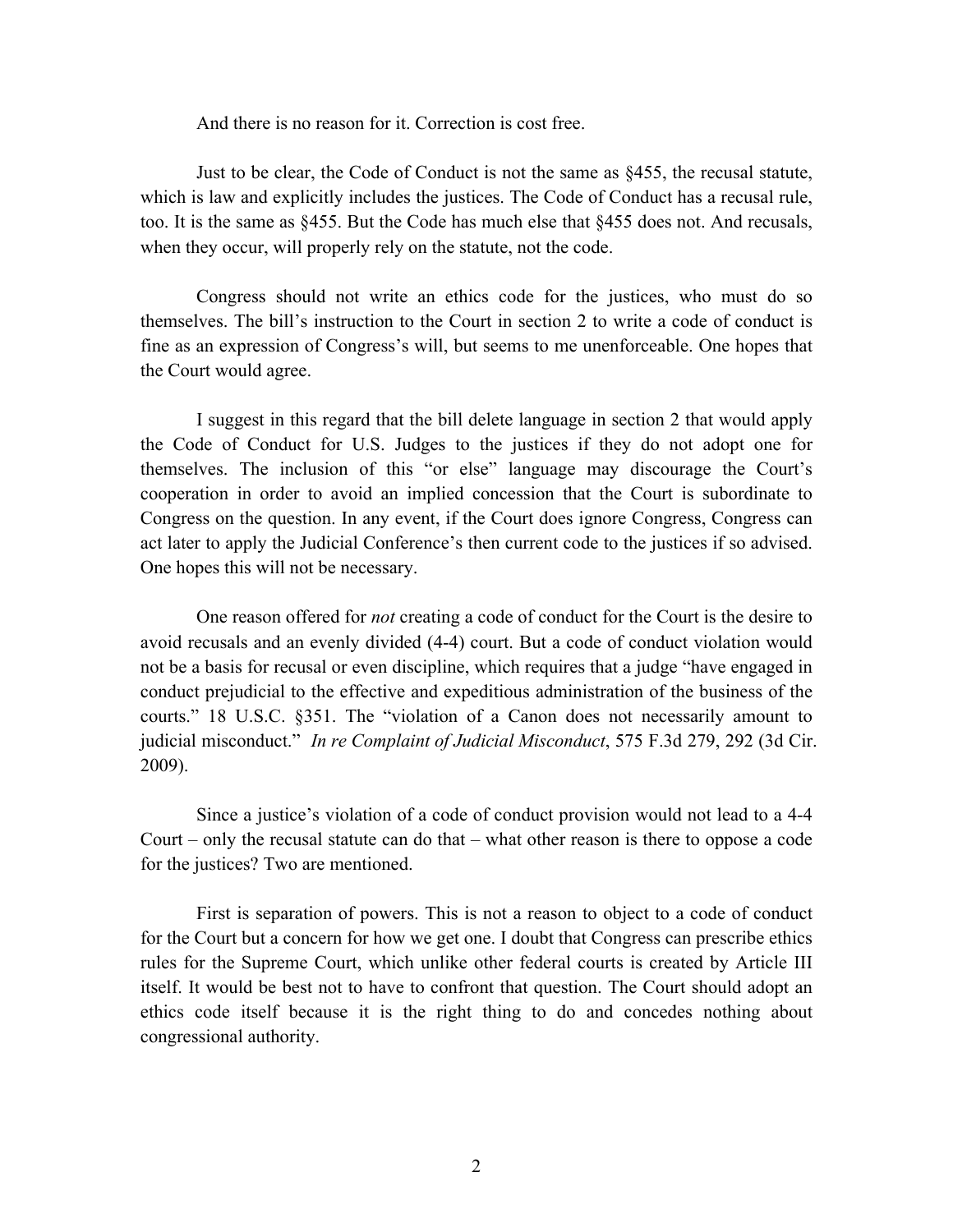And there is no reason for it. Correction is cost free.

Just to be clear, the Code of Conduct is not the same as §455, the recusal statute, which is law and explicitly includes the justices. The Code of Conduct has a recusal rule, too. It is the same as §455. But the Code has much else that §455 does not. And recusals, when they occur, will properly rely on the statute, not the code.

Congress should not write an ethics code for the justices, who must do so themselves. The bill's instruction to the Court in section 2 to write a code of conduct is fine as an expression of Congress's will, but seems to me unenforceable. One hopes that the Court would agree.

I suggest in this regard that the bill delete language in section 2 that would apply the Code of Conduct for U.S. Judges to the justices if they do not adopt one for themselves. The inclusion of this "or else" language may discourage the Court's cooperation in order to avoid an implied concession that the Court is subordinate to Congress on the question. In any event, if the Court does ignore Congress, Congress can act later to apply the Judicial Conference's then current code to the justices if so advised. One hopes this will not be necessary.

One reason offered for *not* creating a code of conduct for the Court is the desire to avoid recusals and an evenly divided (4-4) court. But a code of conduct violation would not be a basis for recusal or even discipline, which requires that a judge "have engaged in conduct prejudicial to the effective and expeditious administration of the business of the courts." 18 U.S.C. §351. The "violation of a Canon does not necessarily amount to judicial misconduct." *In re Complaint of Judicial Misconduct*, 575 F.3d 279, 292 (3d Cir. 2009).

Since a justice's violation of a code of conduct provision would not lead to a 4-4 Court – only the recusal statute can do that – what other reason is there to oppose a code for the justices? Two are mentioned.

First is separation of powers. This is not a reason to object to a code of conduct for the Court but a concern for how we get one. I doubt that Congress can prescribe ethics rules for the Supreme Court, which unlike other federal courts is created by Article III itself. It would be best not to have to confront that question. The Court should adopt an ethics code itself because it is the right thing to do and concedes nothing about congressional authority.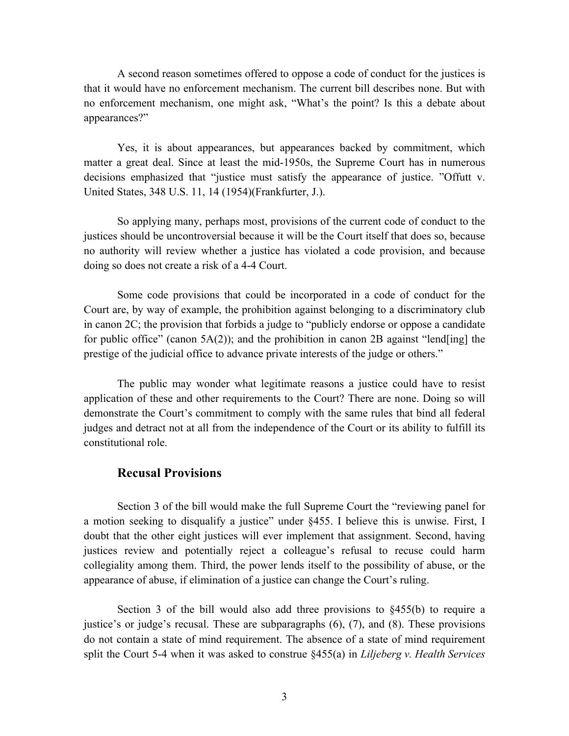A second reason sometimes offered to oppose a code of conduct for the justices is that it would have no enforcement mechanism. The current bill describes none. But with no enforcement mechanism, one might ask, "What's the point? Is this a debate about appearances?"

Yes, it is about appearances, but appearances backed by commitment, which matter a great deal. Since at least the mid-1950s, the Supreme Court has in numerous decisions emphasized that "justice must satisfy the appearance of justice. "Offutt v. United States, 348 U.S. 11, 14 (1954)(Frankfurter, J.).

So applying many, perhaps most, provisions of the current code of conduct to the justices should be uncontroversial because it will be the Court itself that does so, because no authority will review whether a justice has violated a code provision, and because doing so does not create a risk of a 4-4 Court.

Some code provisions that could be incorporated in a code of conduct for the Court are, by way of example, the prohibition against belonging to a discriminatory club in canon 2C; the provision that forbids a judge to "publicly endorse or oppose a candidate for public office" (canon 5A(2)); and the prohibition in canon 2B against "lend[ing] the prestige of the judicial office to advance private interests of the judge or others."

The public may wonder what legitimate reasons a justice could have to resist application of these and other requirements to the Court? There are none. Doing so will demonstrate the Court's commitment to comply with the same rules that bind all federal judges and detract not at all from the independence of the Court or its ability to fulfill its constitutional role.

## Recusal Provisions

Section 3 of the bill would make the full Supreme Court the "reviewing panel for a motion seeking to disqualify a justice" under §455. I believe this is unwise. First, I doubt that the other eight justices will ever implement that assignment. Second, having justices review and potentially reject a colleague's refusal to recuse could harm collegiality among them. Third, the power lends itself to the possibility of abuse, or the appearance of abuse, if elimination of a justice can change the Court's ruling.

Section 3 of the bill would also add three provisions to §455(b) to require a justice's or judge's recusal. These are subparagraphs (6), (7), and (8). These provisions do not contain a state of mind requirement. The absence of a state of mind requirement split the Court 5-4 when it was asked to construe §455(a) in *Liljeberg v. Health Services*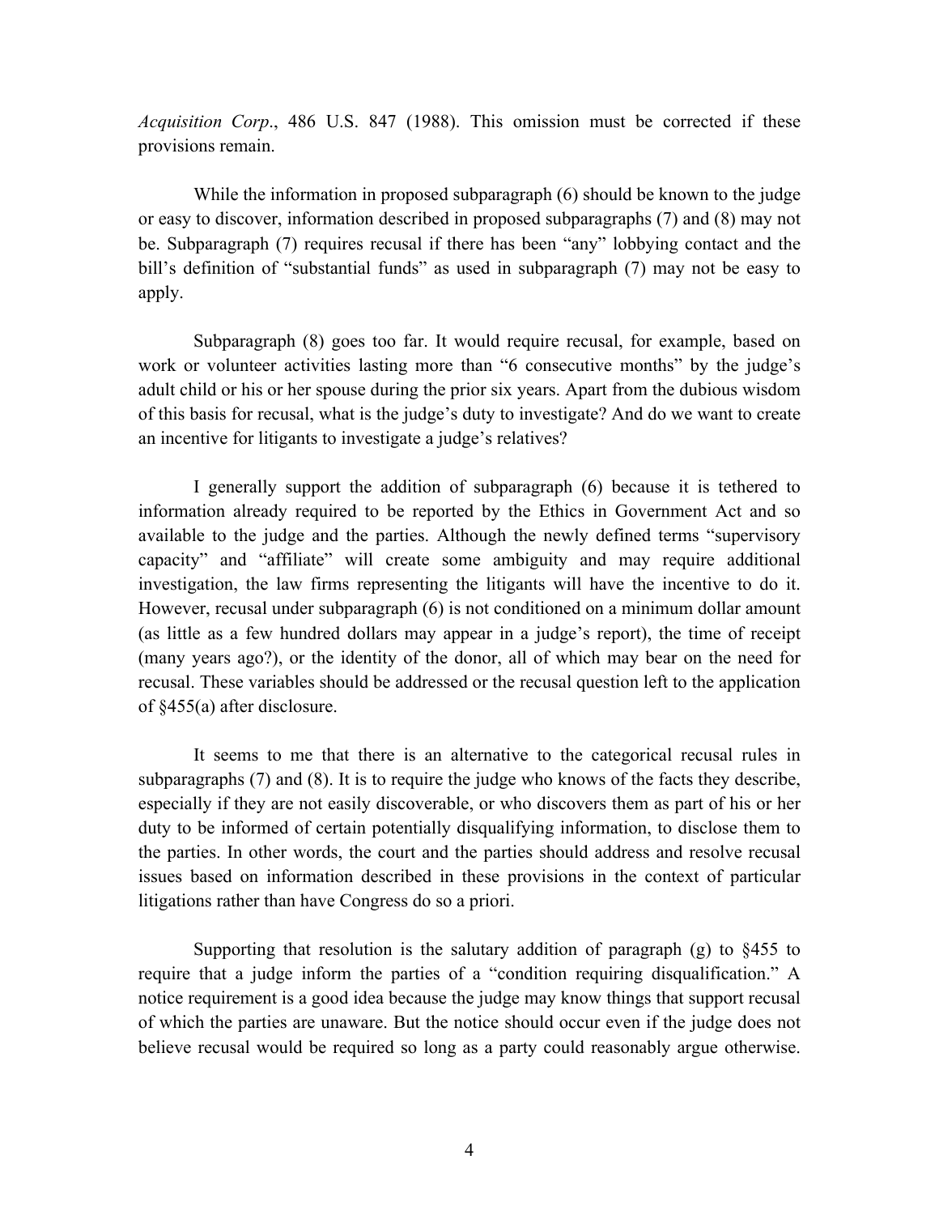*Acquisition Corp*., 486 U.S. 847 (1988). This omission must be corrected if these provisions remain.

While the information in proposed subparagraph (6) should be known to the judge or easy to discover, information described in proposed subparagraphs (7) and (8) may not be. Subparagraph (7) requires recusal if there has been "any" lobbying contact and the bill's definition of "substantial funds" as used in subparagraph (7) may not be easy to apply.

Subparagraph (8) goes too far. It would require recusal, for example, based on work or volunteer activities lasting more than "6 consecutive months" by the judge's adult child or his or her spouse during the prior six years. Apart from the dubious wisdom of this basis for recusal, what is the judge's duty to investigate? And do we want to create an incentive for litigants to investigate a judge's relatives?

I generally support the addition of subparagraph (6) because it is tethered to information already required to be reported by the Ethics in Government Act and so available to the judge and the parties. Although the newly defined terms "supervisory capacity" and "affiliate" will create some ambiguity and may require additional investigation, the law firms representing the litigants will have the incentive to do it. However, recusal under subparagraph (6) is not conditioned on a minimum dollar amount (as little as a few hundred dollars may appear in a judge's report), the time of receipt (many years ago?), or the identity of the donor, all of which may bear on the need for recusal. These variables should be addressed or the recusal question left to the application of §455(a) after disclosure.

It seems to me that there is an alternative to the categorical recusal rules in subparagraphs (7) and (8). It is to require the judge who knows of the facts they describe, especially if they are not easily discoverable, or who discovers them as part of his or her duty to be informed of certain potentially disqualifying information, to disclose them to the parties. In other words, the court and the parties should address and resolve recusal issues based on information described in these provisions in the context of particular litigations rather than have Congress do so a priori.

Supporting that resolution is the salutary addition of paragraph (g) to §455 to require that a judge inform the parties of a "condition requiring disqualification." A notice requirement is a good idea because the judge may know things that support recusal of which the parties are unaware. But the notice should occur even if the judge does not believe recusal would be required so long as a party could reasonably argue otherwise.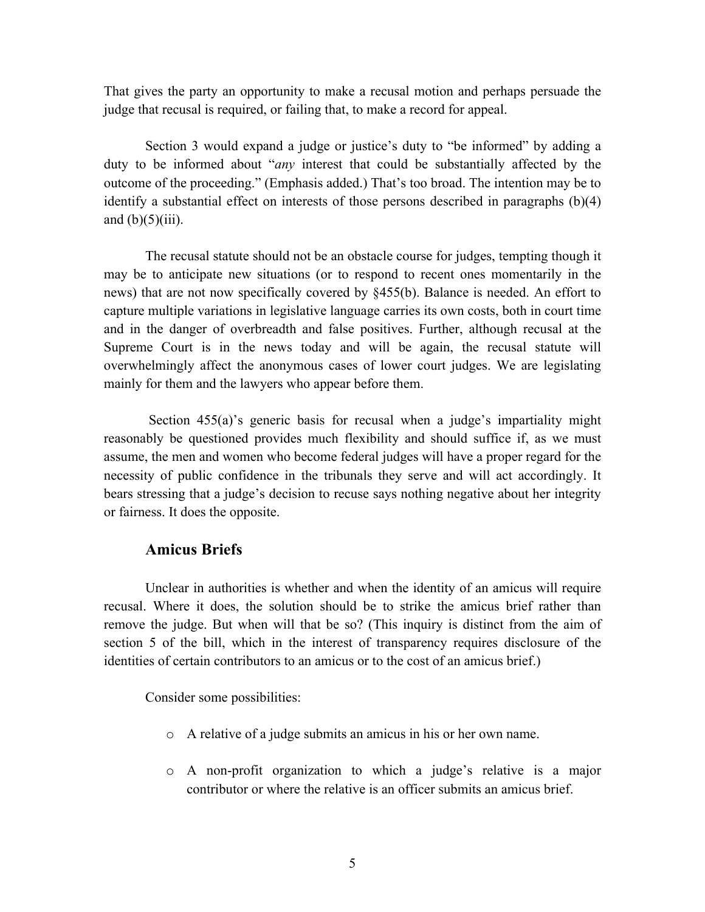That gives the party an opportunity to make a recusal motion and perhaps persuade the judge that recusal is required, or failing that, to make a record for appeal.

Section 3 would expand a judge or justice's duty to "be informed" by adding a duty to be informed about "*any* interest that could be substantially affected by the outcome of the proceeding." (Emphasis added.) That's too broad. The intention may be to identify a substantial effect on interests of those persons described in paragraphs (b)(4) and (b)(5)(iii).

The recusal statute should not be an obstacle course for judges, tempting though it may be to anticipate new situations (or to respond to recent ones momentarily in the news) that are not now specifically covered by §455(b). Balance is needed. An effort to capture multiple variations in legislative language carries its own costs, both in court time and in the danger of overbreadth and false positives. Further, although recusal at the Supreme Court is in the news today and will be again, the recusal statute will overwhelmingly affect the anonymous cases of lower court judges. We are legislating mainly for them and the lawyers who appear before them.

Section 455(a)'s generic basis for recusal when a judge's impartiality might reasonably be questioned provides much flexibility and should suffice if, as we must assume, the men and women who become federal judges will have a proper regard for the necessity of public confidence in the tribunals they serve and will act accordingly. It bears stressing that a judge's decision to recuse says nothing negative about her integrity or fairness. It does the opposite.

## Amicus Briefs

Unclear in authorities is whether and when the identity of an amicus will require recusal. Where it does, the solution should be to strike the amicus brief rather than remove the judge. But when will that be so? (This inquiry is distinct from the aim of section 5 of the bill, which in the interest of transparency requires disclosure of the identities of certain contributors to an amicus or to the cost of an amicus brief.)

Consider some possibilities:

- A relative of a judge submits an amicus in his or her own name.
- A non-profit organization to which a judge's relative is a major contributor or where the relative is an officer submits an amicus brief.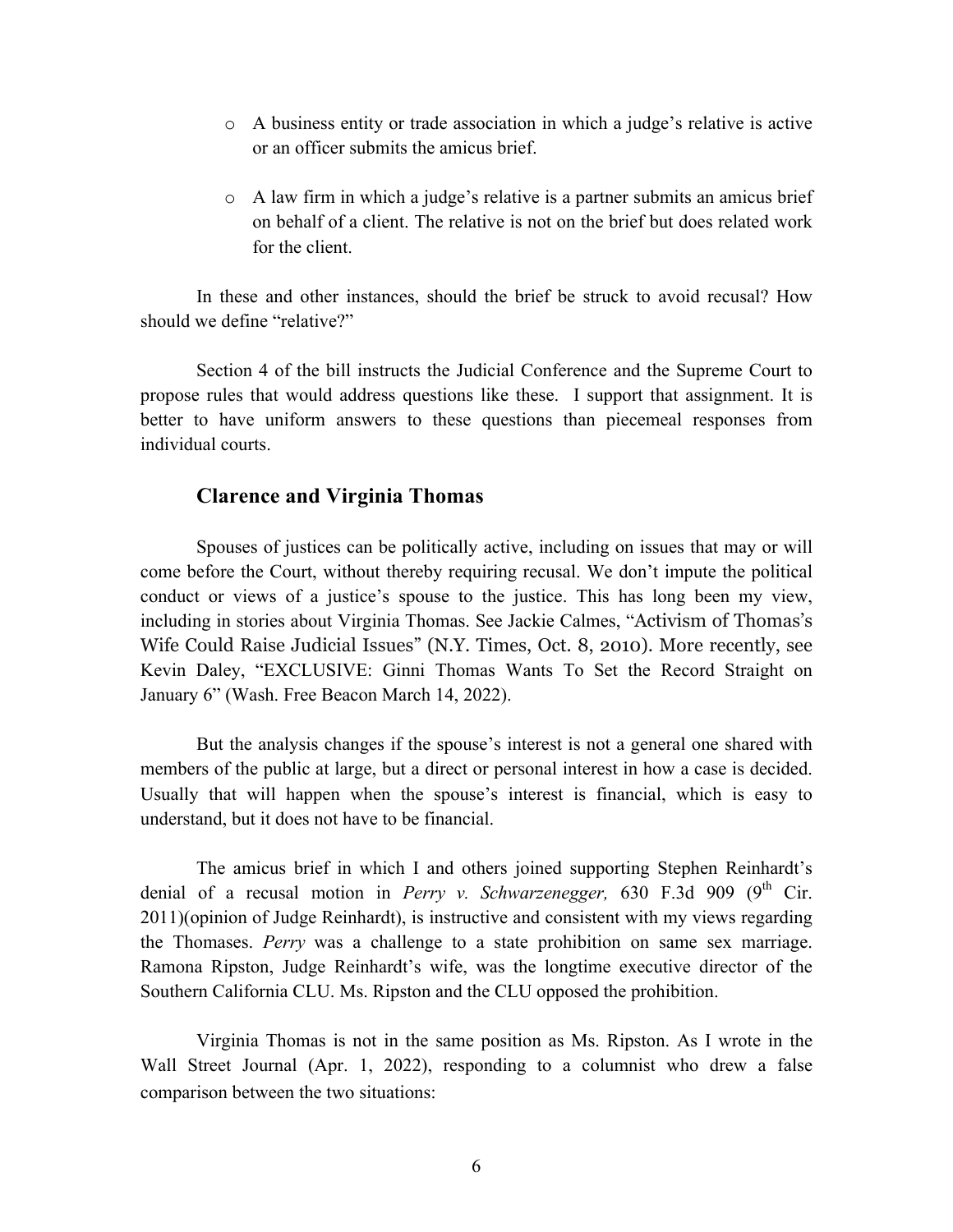- A business entity or trade association in which a judge's relative is active or an officer submits the amicus brief.

- A law firm in which a judge's relative is a partner submits an amicus brief on behalf of a client. The relative is not on the brief but does related work for the client.

In these and other instances, should the brief be struck to avoid recusal? How should we define "relative?"

Section 4 of the bill instructs the Judicial Conference and the Supreme Court to propose rules that would address questions like these. I support that assignment. It is better to have uniform answers to these questions than piecemeal responses from individual courts.

### Clarence and Virginia Thomas

Spouses of justices can be politically active, including on issues that may or will come before the Court, without thereby requiring recusal. We don't impute the political conduct or views of a justice's spouse to the justice. This has long been my view, including in stories about Virginia Thomas. See Jackie Calmes, "Activism of Thomas's Wife Could Raise Judicial Issues" (N.Y. Times, Oct. 8, 2010). More recently, see Kevin Daley, "EXCLUSIVE: Ginni Thomas Wants To Set the Record Straight on January 6" (Wash. Free Beacon March 14, 2022).

But the analysis changes if the spouse's interest is not a general one shared with members of the public at large, but a direct or personal interest in how a case is decided. Usually that will happen when the spouse's interest is financial, which is easy to understand, but it does not have to be financial.

The amicus brief in which I and others joined supporting Stephen Reinhardt's denial of a recusal motion in *Perry v. Schwarzenegger,* 630 F.3d 909 (9th Cir. 2011)(opinion of Judge Reinhardt), is instructive and consistent with my views regarding the Thomases. *Perry* was a challenge to a state prohibition on same sex marriage. Ramona Ripston, Judge Reinhardt's wife, was the longtime executive director of the Southern California CLU. Ms. Ripston and the CLU opposed the prohibition.

Virginia Thomas is not in the same position as Ms. Ripston. As I wrote in the Wall Street Journal (Apr. 1, 2022), responding to a columnist who drew a false comparison between the two situations: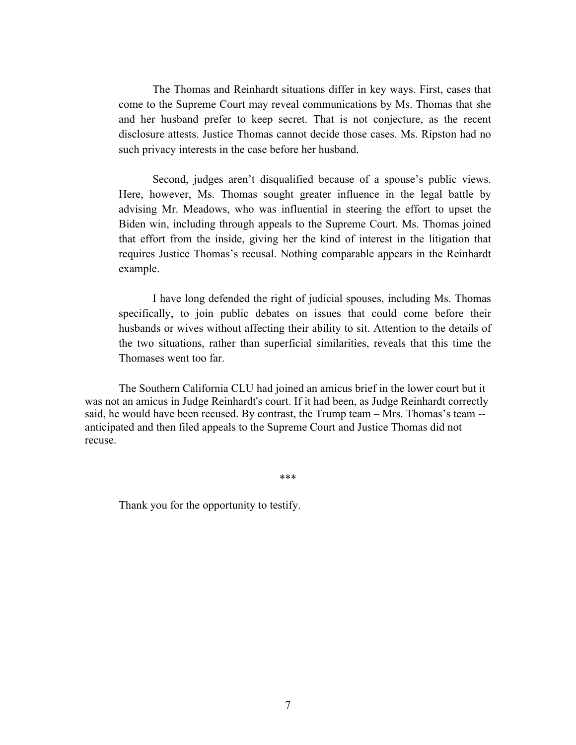> The Thomas and Reinhardt situations differ in key ways. First, cases that come to the Supreme Court may reveal communications by Ms. Thomas that she and her husband prefer to keep secret. That is not conjecture, as the recent disclosure attests. Justice Thomas cannot decide those cases. Ms. Ripston had no such privacy interests in the case before her husband.
>
> Second, judges aren't disqualified because of a spouse's public views. Here, however, Ms. Thomas sought greater influence in the legal battle by advising Mr. Meadows, who was influential in steering the effort to upset the Biden win, including through appeals to the Supreme Court. Ms. Thomas joined that effort from the inside, giving her the kind of interest in the litigation that requires Justice Thomas's recusal. Nothing comparable appears in the Reinhardt example.
>
> I have long defended the right of judicial spouses, including Ms. Thomas specifically, to join public debates on issues that could come before their husbands or wives without affecting their ability to sit. Attention to the details of the two situations, rather than superficial similarities, reveals that this time the Thomases went too far.

The Southern California CLU had joined an amicus brief in the lower court but it was not an amicus in Judge Reinhardt's court. If it had been, as Judge Reinhardt correctly said, he would have been recused. By contrast, the Trump team – Mrs. Thomas's team -- anticipated and then filed appeals to the Supreme Court and Justice Thomas did not recuse.

***

Thank you for the opportunity to testify.